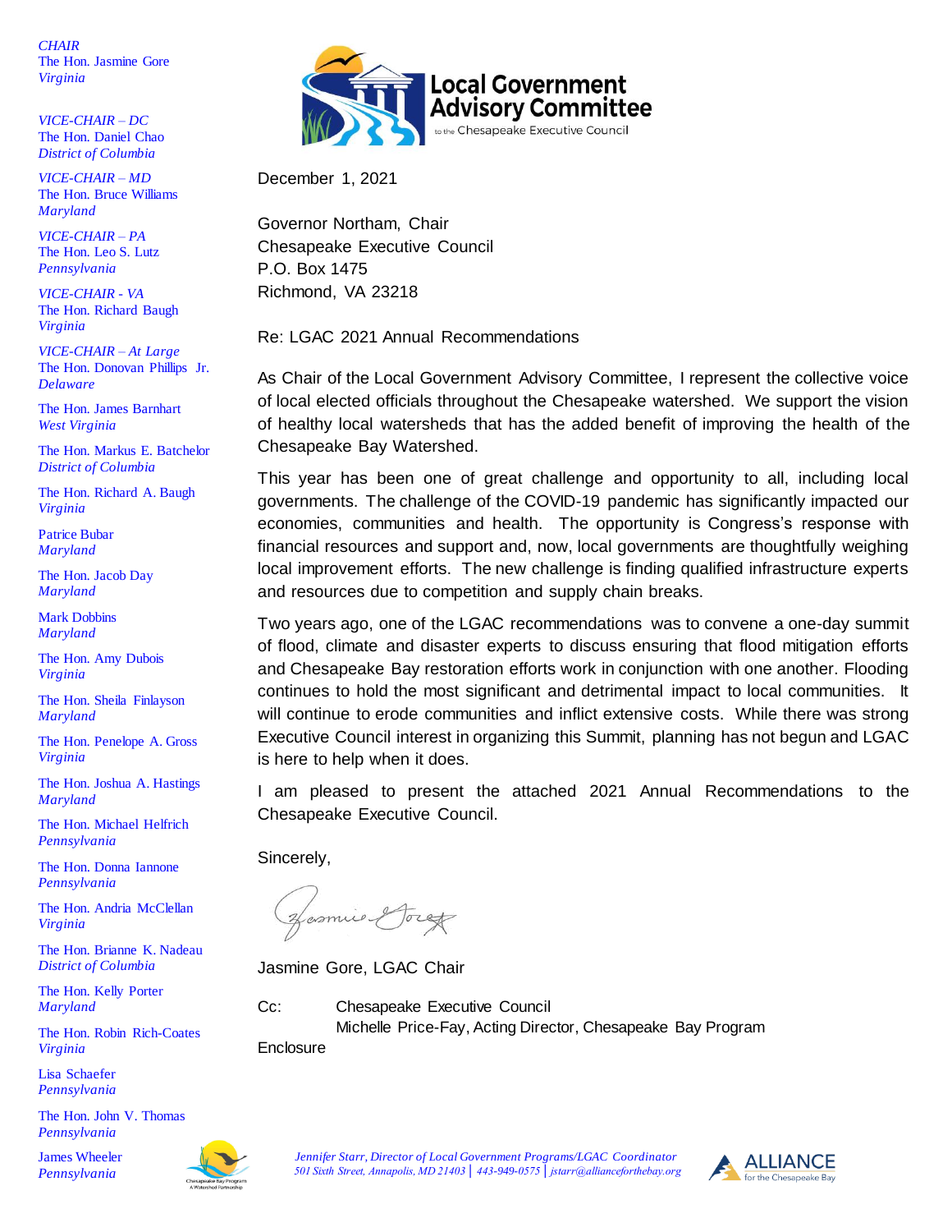*CHAIR*
The Hon. Jasmine Gore
*Virginia*

*VICE-CHAIR – DC*
The Hon. Daniel Chao
*District of Columbia*

*VICE-CHAIR – MD*
The Hon. Bruce Williams
*Maryland*

*VICE-CHAIR – PA*
The Hon. Leo S. Lutz
*Pennsylvania*

*VICE-CHAIR - VA*
The Hon. Richard Baugh
*Virginia*

*VICE-CHAIR – At Large*
The Hon. Donovan Phillips Jr.
*Delaware*

The Hon. James Barnhart
*West Virginia*

The Hon. Markus E. Batchelor
*District of Columbia*

The Hon. Richard A. Baugh
*Virginia*

Patrice Bubar
*Maryland*

The Hon. Jacob Day
*Maryland*

Mark Dobbins
*Maryland*

The Hon. Amy Dubois
*Virginia*

The Hon. Sheila Finlayson
*Maryland*

The Hon. Penelope A. Gross
*Virginia*

The Hon. Joshua A. Hastings
*Maryland*

The Hon. Michael Helfrich
*Pennsylvania*

The Hon. Donna Iannone
*Pennsylvania*

The Hon. Andria McClellan
*Virginia*

The Hon. Brianne K. Nadeau
*District of Columbia*

The Hon. Kelly Porter
*Maryland*

The Hon. Robin Rich-Coates
*Virginia*

Lisa Schaefer
*Pennsylvania*

The Hon. John V. Thomas
*Pennsylvania*

James Wheeler
*Pennsylvania*

**Local Government Advisory Committee**
to the Chesapeake Executive Council

December 1, 2021

Governor Northam, Chair
Chesapeake Executive Council
P.O. Box 1475
Richmond, VA 23218

Re: LGAC 2021 Annual Recommendations

As Chair of the Local Government Advisory Committee, I represent the collective voice of local elected officials throughout the Chesapeake watershed. We support the vision of healthy local watersheds that has the added benefit of improving the health of the Chesapeake Bay Watershed.

This year has been one of great challenge and opportunity to all, including local governments. The challenge of the COVID-19 pandemic has significantly impacted our economies, communities and health. The opportunity is Congress's response with financial resources and support and, now, local governments are thoughtfully weighing local improvement efforts. The new challenge is finding qualified infrastructure experts and resources due to competition and supply chain breaks.

Two years ago, one of the LGAC recommendations was to convene a one-day summit of flood, climate and disaster experts to discuss ensuring that flood mitigation efforts and Chesapeake Bay restoration efforts work in conjunction with one another. Flooding continues to hold the most significant and detrimental impact to local communities. It will continue to erode communities and inflict extensive costs. While there was strong Executive Council interest in organizing this Summit, planning has not begun and LGAC is here to help when it does.

I am pleased to present the attached 2021 Annual Recommendations to the Chesapeake Executive Council.

Sincerely,

Jasmine Gore, LGAC Chair

Cc: Chesapeake Executive Council
Michelle Price-Fay, Acting Director, Chesapeake Bay Program

Enclosure

*Jennifer Starr, Director of Local Government Programs/LGAC Coordinator*
*501 Sixth Street, Annapolis, MD 21403 | 443-949-0575 | jstarr@allianceforthebay.org*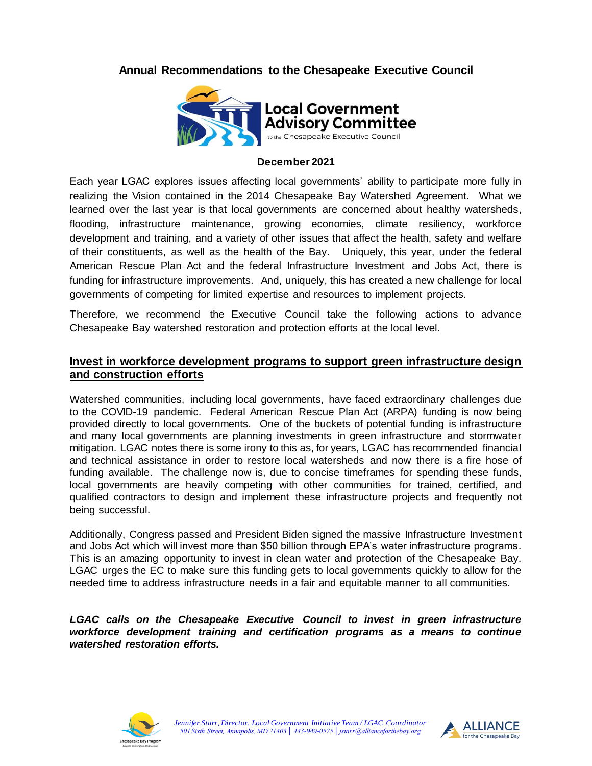# Annual Recommendations to the Chesapeake Executive Council

**December 2021**

Each year LGAC explores issues affecting local governments' ability to participate more fully in realizing the Vision contained in the 2014 Chesapeake Bay Watershed Agreement. What we learned over the last year is that local governments are concerned about healthy watersheds, flooding, infrastructure maintenance, growing economies, climate resiliency, workforce development and training, and a variety of other issues that affect the health, safety and welfare of their constituents, as well as the health of the Bay. Uniquely, this year, under the federal American Rescue Plan Act and the federal Infrastructure Investment and Jobs Act, there is funding for infrastructure improvements. And, uniquely, this has created a new challenge for local governments of competing for limited expertise and resources to implement projects.

Therefore, we recommend the Executive Council take the following actions to advance Chesapeake Bay watershed restoration and protection efforts at the local level.

## Invest in workforce development programs to support green infrastructure design and construction efforts

Watershed communities, including local governments, have faced extraordinary challenges due to the COVID-19 pandemic. Federal American Rescue Plan Act (ARPA) funding is now being provided directly to local governments. One of the buckets of potential funding is infrastructure and many local governments are planning investments in green infrastructure and stormwater mitigation. LGAC notes there is some irony to this as, for years, LGAC has recommended financial and technical assistance in order to restore local watersheds and now there is a fire hose of funding available. The challenge now is, due to concise timeframes for spending these funds, local governments are heavily competing with other communities for trained, certified, and qualified contractors to design and implement these infrastructure projects and frequently not being successful.

Additionally, Congress passed and President Biden signed the massive Infrastructure Investment and Jobs Act which will invest more than $50 billion through EPA's water infrastructure programs. This is an amazing opportunity to invest in clean water and protection of the Chesapeake Bay. LGAC urges the EC to make sure this funding gets to local governments quickly to allow for the needed time to address infrastructure needs in a fair and equitable manner to all communities.

***LGAC calls on the Chesapeake Executive Council to invest in green infrastructure workforce development training and certification programs as a means to continue watershed restoration efforts.***

*Jennifer Starr, Director, Local Government Initiative Team / LGAC Coordinator*
*501 Sixth Street, Annapolis, MD 21403 | 443-949-0575 | jstarr@allianceforthebay.org*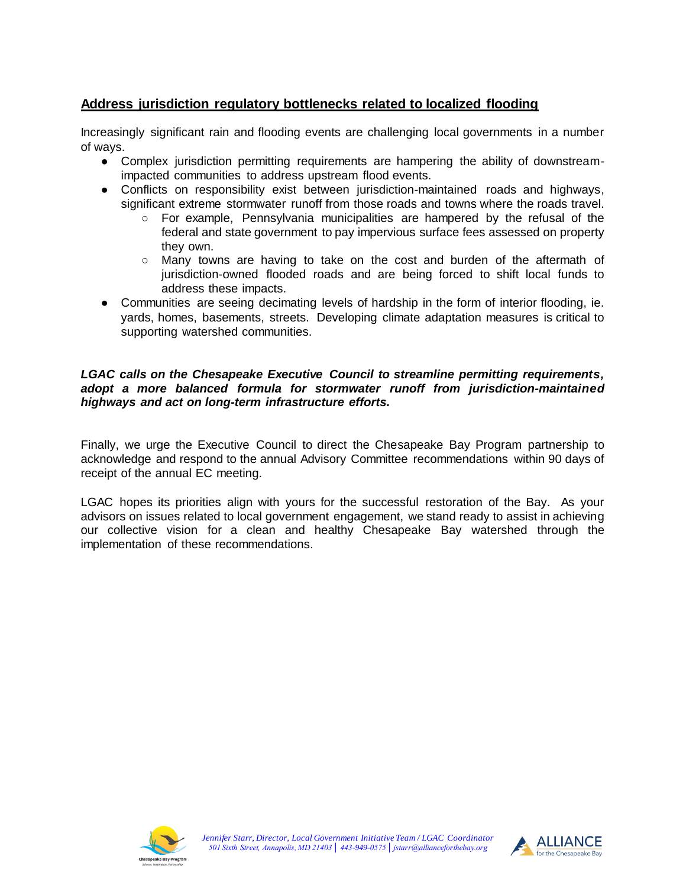## Address jurisdiction regulatory bottlenecks related to localized flooding

Increasingly significant rain and flooding events are challenging local governments in a number of ways.

- Complex jurisdiction permitting requirements are hampering the ability of downstream-impacted communities to address upstream flood events.
- Conflicts on responsibility exist between jurisdiction-maintained roads and highways, significant extreme stormwater runoff from those roads and towns where the roads travel.
  - For example, Pennsylvania municipalities are hampered by the refusal of the federal and state government to pay impervious surface fees assessed on property they own.
  - Many towns are having to take on the cost and burden of the aftermath of jurisdiction-owned flooded roads and are being forced to shift local funds to address these impacts.
- Communities are seeing decimating levels of hardship in the form of interior flooding, ie. yards, homes, basements, streets. Developing climate adaptation measures is critical to supporting watershed communities.

***LGAC calls on the Chesapeake Executive Council to streamline permitting requirements, adopt a more balanced formula for stormwater runoff from jurisdiction-maintained highways and act on long-term infrastructure efforts.***

Finally, we urge the Executive Council to direct the Chesapeake Bay Program partnership to acknowledge and respond to the annual Advisory Committee recommendations within 90 days of receipt of the annual EC meeting.

LGAC hopes its priorities align with yours for the successful restoration of the Bay. As your advisors on issues related to local government engagement, we stand ready to assist in achieving our collective vision for a clean and healthy Chesapeake Bay watershed through the implementation of these recommendations.